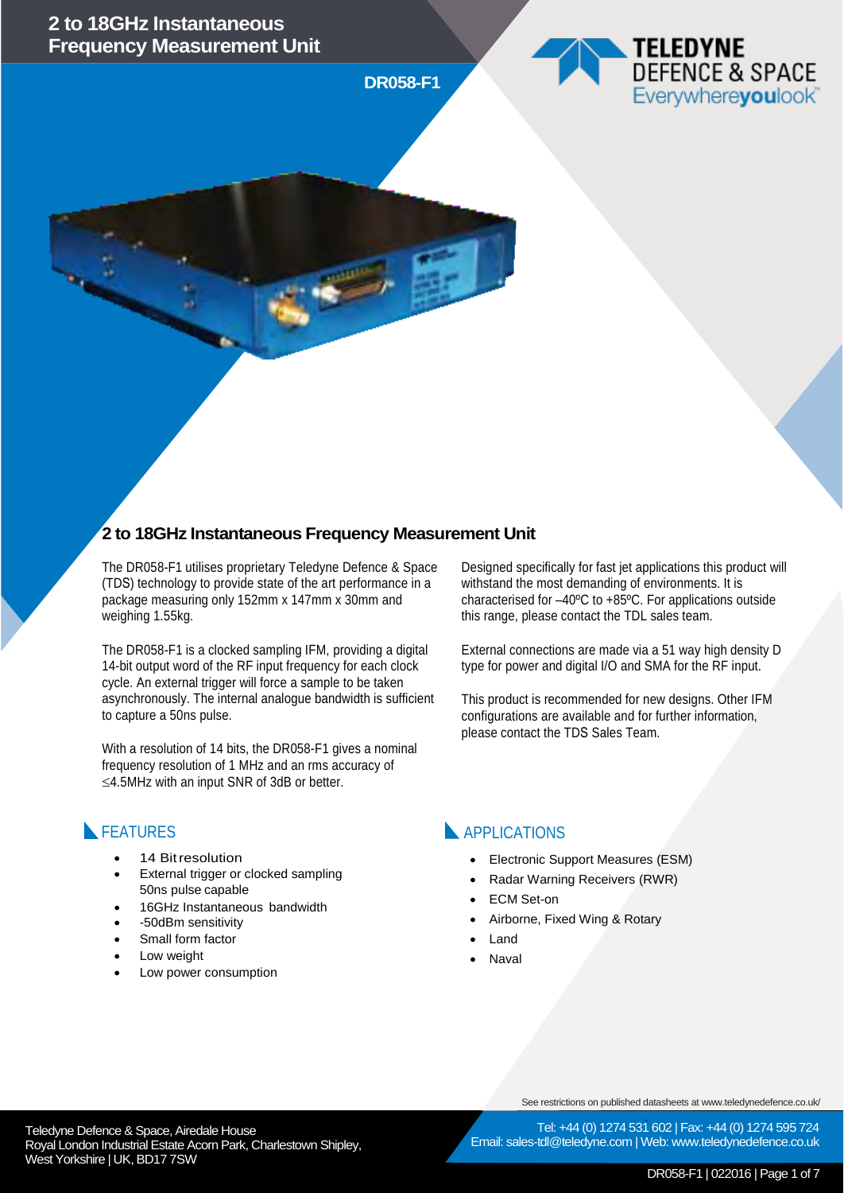# 2 to 18GHz Instantaneous Frequency Measurement Unit

**DR058-F1**

TELEDYNE DEFENCE & SPACE
Everywhereyoulook™

## 2 to 18GHz Instantaneous Frequency Measurement Unit

The DR058-F1 utilises proprietary Teledyne Defence & Space (TDS) technology to provide state of the art performance in a package measuring only 152mm x 147mm x 30mm and weighing 1.55kg.

The DR058-F1 is a clocked sampling IFM, providing a digital 14-bit output word of the RF input frequency for each clock cycle. An external trigger will force a sample to be taken asynchronously. The internal analogue bandwidth is sufficient to capture a 50ns pulse.

With a resolution of 14 bits, the DR058-F1 gives a nominal frequency resolution of 1 MHz and an rms accuracy of ≤4.5MHz with an input SNR of 3dB or better.

Designed specifically for fast jet applications this product will withstand the most demanding of environments. It is characterised for –40ºC to +85ºC. For applications outside this range, please contact the TDL sales team.

External connections are made via a 51 way high density D type for power and digital I/O and SMA for the RF input.

This product is recommended for new designs. Other IFM configurations are available and for further information, please contact the TDS Sales Team.

## FEATURES

- 14 Bit resolution
- External trigger or clocked sampling 50ns pulse capable
- 16GHz Instantaneous bandwidth
- -50dBm sensitivity
- Small form factor
- Low weight
- Low power consumption

## APPLICATIONS

- Electronic Support Measures (ESM)
- Radar Warning Receivers (RWR)
- ECM Set-on
- Airborne, Fixed Wing & Rotary
- Land
- Naval

See restrictions on published datasheets at www.teledynedefence.co.uk/

Teledyne Defence & Space, Airedale House
Royal London Industrial Estate Acorn Park, Charlestown Shipley, West Yorkshire | UK, BD17 7SW

Tel: +44 (0) 1274 531 602 | Fax: +44 (0) 1274 595 724
Email: sales-tdl@teledyne.com | Web: www.teledynedefence.co.uk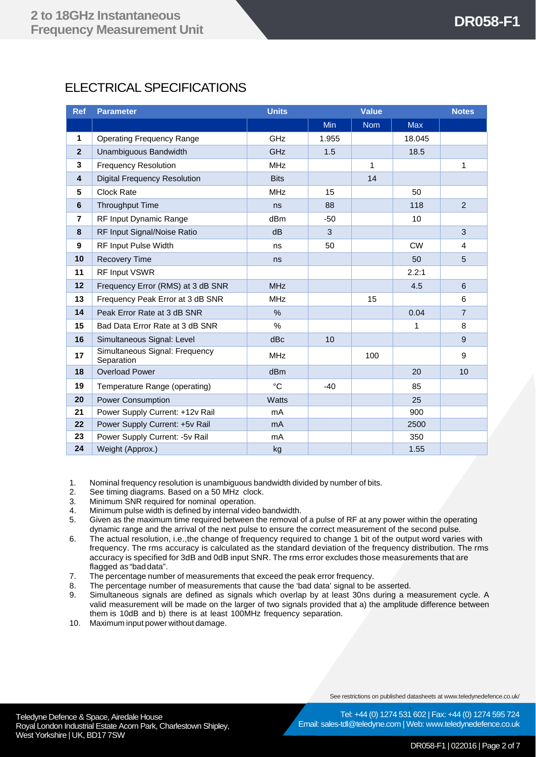## ELECTRICAL SPECIFICATIONS

| Ref | Parameter | Units | Value | | | Notes |
|---|---|---|---|---|---|---|
| | | | Min | Nom | Max | |
| 1 | Operating Frequency Range | GHz | 1.955 | | 18.045 | |
| 2 | Unambiguous Bandwidth | GHz | 1.5 | | 18.5 | |
| 3 | Frequency Resolution | MHz | | 1 | | 1 |
| 4 | Digital Frequency Resolution | Bits | | 14 | | |
| 5 | Clock Rate | MHz | 15 | | 50 | |
| 6 | Throughput Time | ns | 88 | | 118 | 2 |
| 7 | RF Input Dynamic Range | dBm | -50 | | 10 | |
| 8 | RF Input Signal/Noise Ratio | dB | 3 | | | 3 |
| 9 | RF Input Pulse Width | ns | 50 | | CW | 4 |
| 10 | Recovery Time | ns | | | 50 | 5 |
| 11 | RF Input VSWR | | | | 2.2:1 | |
| 12 | Frequency Error (RMS) at 3 dB SNR | MHz | | | 4.5 | 6 |
| 13 | Frequency Peak Error at 3 dB SNR | MHz | | 15 | | 6 |
| 14 | Peak Error Rate at 3 dB SNR | % | | | 0.04 | 7 |
| 15 | Bad Data Error Rate at 3 dB SNR | % | | | 1 | 8 |
| 16 | Simultaneous Signal: Level | dBc | 10 | | | 9 |
| 17 | Simultaneous Signal: Frequency Separation | MHz | | 100 | | 9 |
| 18 | Overload Power | dBm | | | 20 | 10 |
| 19 | Temperature Range (operating) | °C | -40 | | 85 | |
| 20 | Power Consumption | Watts | | | 25 | |
| 21 | Power Supply Current: +12v Rail | mA | | | 900 | |
| 22 | Power Supply Current: +5v Rail | mA | | | 2500 | |
| 23 | Power Supply Current: -5v Rail | mA | | | 350 | |
| 24 | Weight (Approx.) | kg | | | 1.55 | |

1. Nominal frequency resolution is unambiguous bandwidth divided by number of bits.
2. See timing diagrams. Based on a 50 MHz clock.
3. Minimum SNR required for nominal operation.
4. Minimum pulse width is defined by internal video bandwidth.
5. Given as the maximum time required between the removal of a pulse of RF at any power within the operating dynamic range and the arrival of the next pulse to ensure the correct measurement of the second pulse.
6. The actual resolution, i.e.,the change of frequency required to change 1 bit of the output word varies with frequency. The rms accuracy is calculated as the standard deviation of the frequency distribution. The rms accuracy is specified for 3dB and 0dB input SNR. The rms error excludes those measurements that are flagged as "bad data".
7. The percentage number of measurements that exceed the peak error frequency.
8. The percentage number of measurements that cause the 'bad data' signal to be asserted.
9. Simultaneous signals are defined as signals which overlap by at least 30ns during a measurement cycle. A valid measurement will be made on the larger of two signals provided that a) the amplitude difference between them is 10dB and b) there is at least 100MHz frequency separation.
10. Maximum input power without damage.

See restrictions on published datasheets at www.teledynedefence.co.uk/

Teledyne Defence & Space, Airedale House
Royal London Industrial Estate Acorn Park, Charlestown Shipley,
West Yorkshire | UK, BD17 7SW

Tel: +44 (0) 1274 531 602 | Fax: +44 (0) 1274 595 724
Email: sales-tdl@teledyne.com | Web: www.teledynedefence.co.uk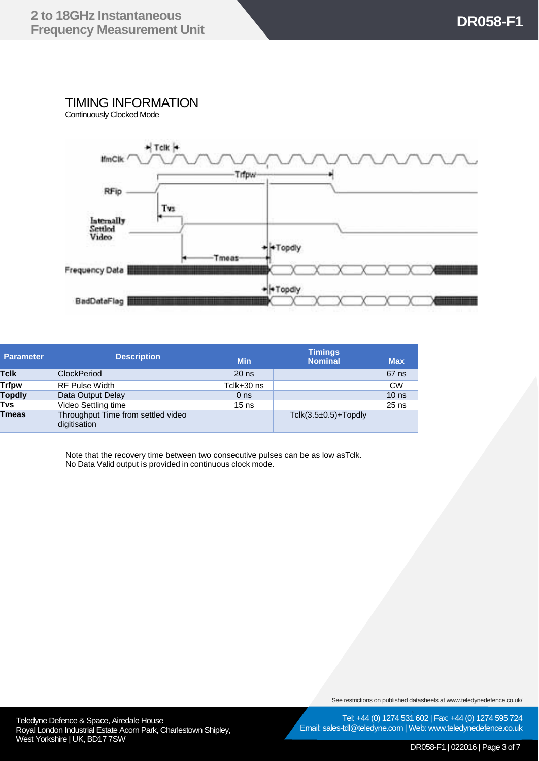## TIMING INFORMATION

Continuously Clocked Mode

| Parameter | Description | Timings Min | Nominal | Max |
|---|---|---|---|---|
| **Tclk** | ClockPeriod | 20 ns | | 67 ns |
| **Trfpw** | RF Pulse Width | Tclk+30 ns | | CW |
| **Topdly** | Data Output Delay | 0 ns | | 10 ns |
| **Tvs** | Video Settling time | 15 ns | | 25 ns |
| **Tmeas** | Throughput Time from settled video digitisation | | Tclk(3.5±0.5)+Topdly | |

Note that the recovery time between two consecutive pulses can be as low asTclk.
No Data Valid output is provided in continuous clock mode.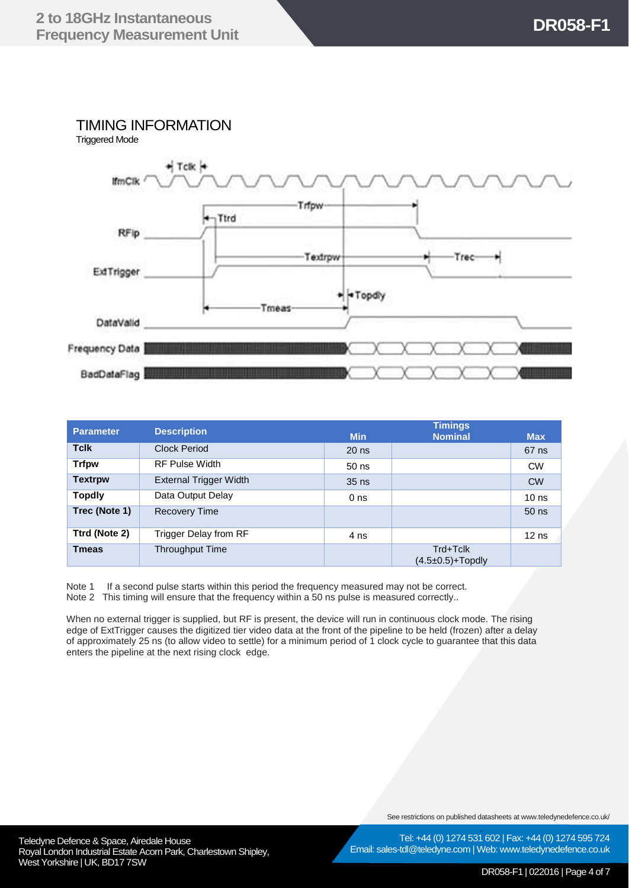## TIMING INFORMATION

Triggered Mode

| Parameter | Description | Min | Timings Nominal | Max |
|---|---|---|---|---|
| **Tclk** | Clock Period | 20 ns | | 67 ns |
| **Trfpw** | RF Pulse Width | 50 ns | | CW |
| **Textrpw** | External Trigger Width | 35 ns | | CW |
| **Topdly** | Data Output Delay | 0 ns | | 10 ns |
| **Trec (Note 1)** | Recovery Time | | | 50 ns |
| **Ttrd (Note 2)** | Trigger Delay from RF | 4 ns | | 12 ns |
| **Tmeas** | Throughput Time | | Trd+Tclk (4.5±0.5)+Topdly | |

Note 1 If a second pulse starts within this period the frequency measured may not be correct.

Note 2 This timing will ensure that the frequency within a 50 ns pulse is measured correctly..

When no external trigger is supplied, but RF is present, the device will run in continuous clock mode. The rising edge of ExtTrigger causes the digitized tier video data at the front of the pipeline to be held (frozen) after a delay of approximately 25 ns (to allow video to settle) for a minimum period of 1 clock cycle to guarantee that this data enters the pipeline at the next rising clock edge.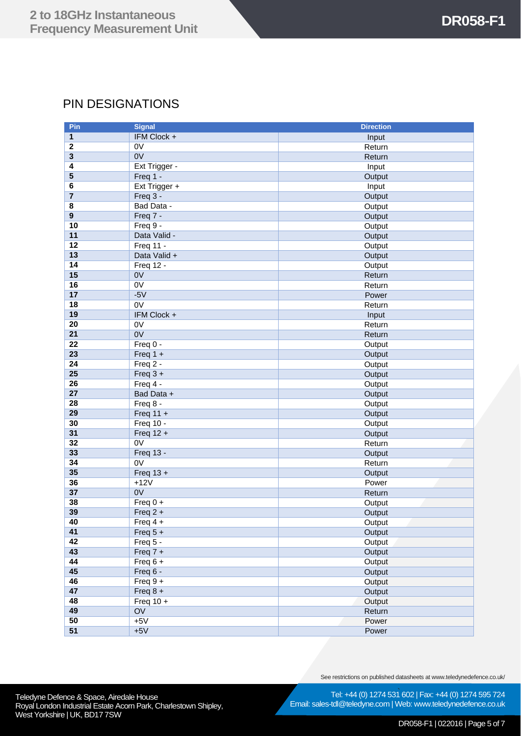## PIN DESIGNATIONS

| Pin | Signal | Direction |
|---|---|---|
| 1 | IFM Clock + | Input |
| 2 | 0V | Return |
| 3 | 0V | Return |
| 4 | Ext Trigger - | Input |
| 5 | Freq 1 - | Output |
| 6 | Ext Trigger + | Input |
| 7 | Freq 3 - | Output |
| 8 | Bad Data - | Output |
| 9 | Freq 7 - | Output |
| 10 | Freq 9 - | Output |
| 11 | Data Valid - | Output |
| 12 | Freq 11 - | Output |
| 13 | Data Valid + | Output |
| 14 | Freq 12 - | Output |
| 15 | 0V | Return |
| 16 | 0V | Return |
| 17 | -5V | Power |
| 18 | 0V | Return |
| 19 | IFM Clock + | Input |
| 20 | 0V | Return |
| 21 | 0V | Return |
| 22 | Freq 0 - | Output |
| 23 | Freq 1 + | Output |
| 24 | Freq 2 - | Output |
| 25 | Freq 3 + | Output |
| 26 | Freq 4 - | Output |
| 27 | Bad Data + | Output |
| 28 | Freq 8 - | Output |
| 29 | Freq 11 + | Output |
| 30 | Freq 10 - | Output |
| 31 | Freq 12 + | Output |
| 32 | 0V | Return |
| 33 | Freq 13 - | Output |
| 34 | 0V | Return |
| 35 | Freq 13 + | Output |
| 36 | +12V | Power |
| 37 | 0V | Return |
| 38 | Freq 0 + | Output |
| 39 | Freq 2 + | Output |
| 40 | Freq 4 + | Output |
| 41 | Freq 5 + | Output |
| 42 | Freq 5 - | Output |
| 43 | Freq 7 + | Output |
| 44 | Freq 6 + | Output |
| 45 | Freq 6 - | Output |
| 46 | Freq 9 + | Output |
| 47 | Freq 8 + | Output |
| 48 | Freq 10 + | Output |
| 49 | OV | Return |
| 50 | +5V | Power |
| 51 | +5V | Power |

See restrictions on published datasheets at www.teledynedefence.co.uk/

Teledyne Defence & Space, Airedale House
Royal London Industrial Estate Acorn Park, Charlestown Shipley, West Yorkshire | UK, BD17 7SW

Tel: +44 (0) 1274 531 602 | Fax: +44 (0) 1274 595 724
Email: sales-tdl@teledyne.com | Web: www.teledynedefence.co.uk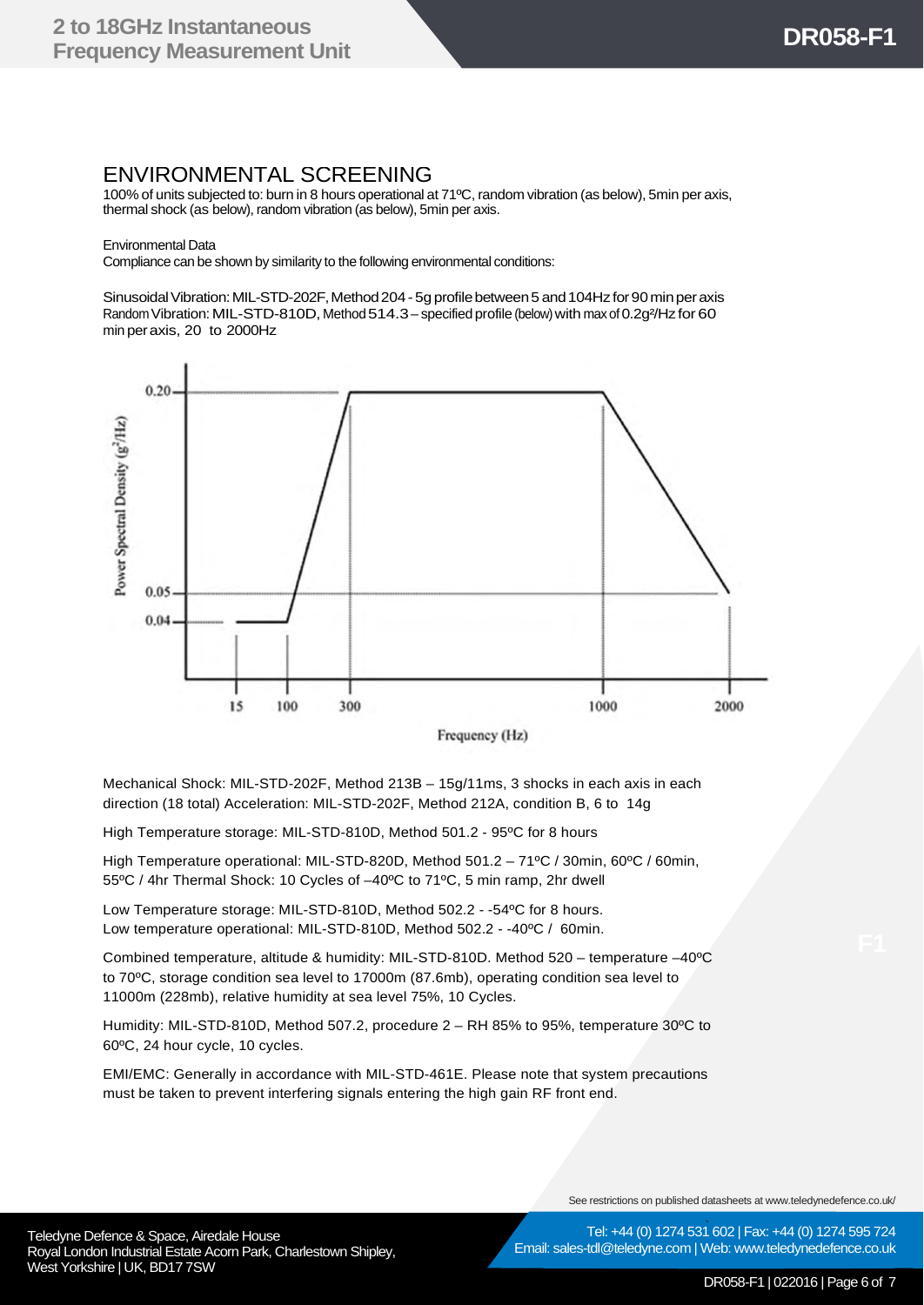## ENVIRONMENTAL SCREENING

100% of units subjected to: burn in 8 hours operational at 71ºC, random vibration (as below), 5min per axis, thermal shock (as below), random vibration (as below), 5min per axis.

Environmental Data

Compliance can be shown by similarity to the following environmental conditions:

Sinusoidal Vibration: MIL-STD-202F, Method 204 - 5g profile between 5 and 104Hz for 90 min per axis
Random Vibration: MIL-STD-810D, Method 514.3 – specified profile (below) with max of 0.2g²/Hz for 60 min per axis, 20 to 2000Hz

Mechanical Shock: MIL-STD-202F, Method 213B – 15g/11ms, 3 shocks in each axis in each direction (18 total) Acceleration: MIL-STD-202F, Method 212A, condition B, 6 to 14g

High Temperature storage: MIL-STD-810D, Method 501.2 - 95ºC for 8 hours

High Temperature operational: MIL-STD-820D, Method 501.2 – 71ºC / 30min, 60ºC / 60min, 55ºC / 4hr Thermal Shock: 10 Cycles of –40ºC to 71ºC, 5 min ramp, 2hr dwell

Low Temperature storage: MIL-STD-810D, Method 502.2 - -54ºC for 8 hours.
Low temperature operational: MIL-STD-810D, Method 502.2 - -40ºC / 60min.

Combined temperature, altitude & humidity: MIL-STD-810D. Method 520 – temperature –40ºC to 70ºC, storage condition sea level to 17000m (87.6mb), operating condition sea level to 11000m (228mb), relative humidity at sea level 75%, 10 Cycles.

Humidity: MIL-STD-810D, Method 507.2, procedure 2 – RH 85% to 95%, temperature 30ºC to 60ºC, 24 hour cycle, 10 cycles.

EMI/EMC: Generally in accordance with MIL-STD-461E. Please note that system precautions must be taken to prevent interfering signals entering the high gain RF front end.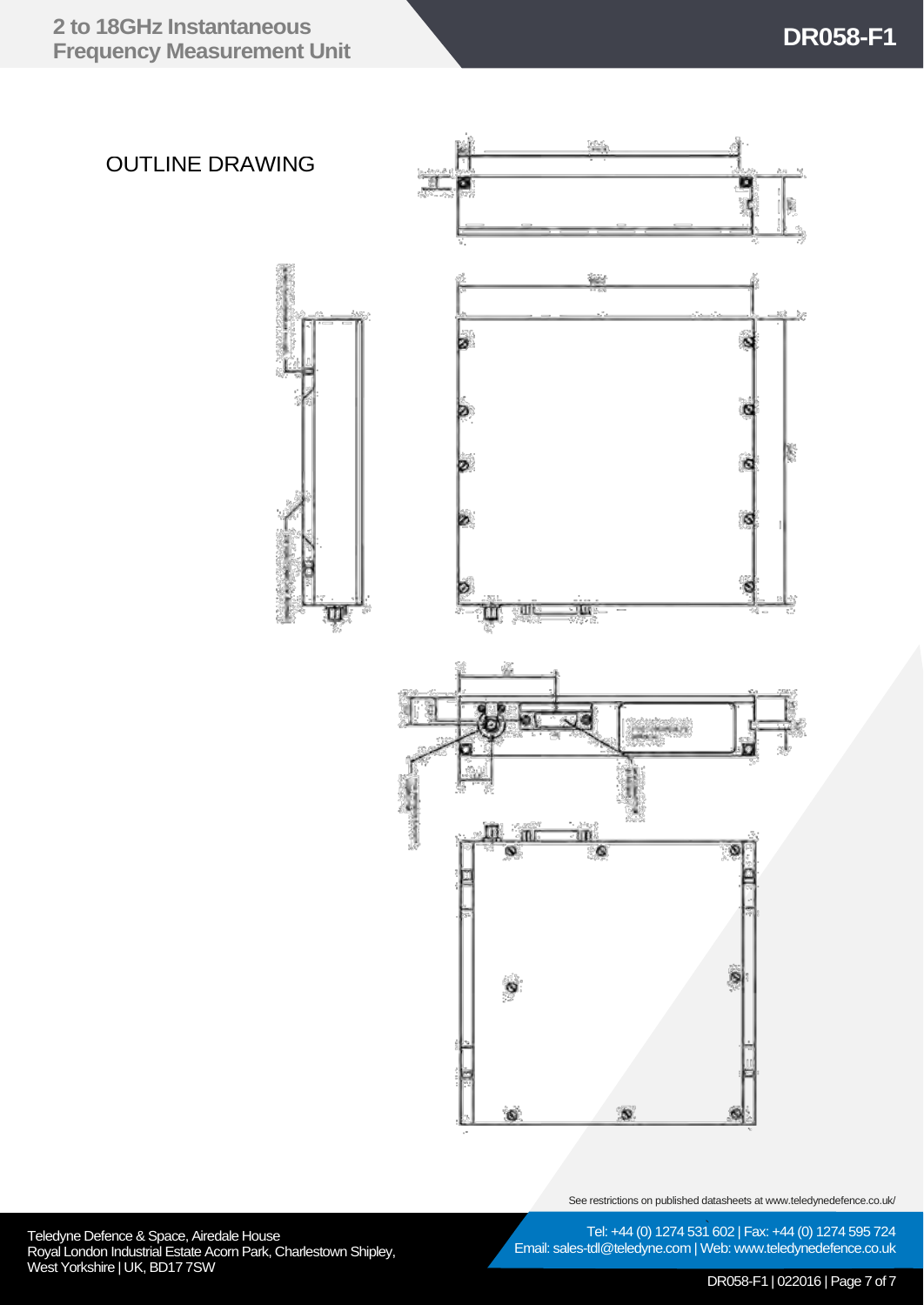## OUTLINE DRAWING

See restrictions on published datasheets at www.teledynedefence.co.uk/

Teledyne Defence & Space, Airedale House
Royal London Industrial Estate Acorn Park, Charlestown Shipley, West Yorkshire | UK, BD17 7SW

Tel: +44 (0) 1274 531 602 | Fax: +44 (0) 1274 595 724
Email: sales-tdl@teledyne.com | Web: www.teledynedefence.co.uk